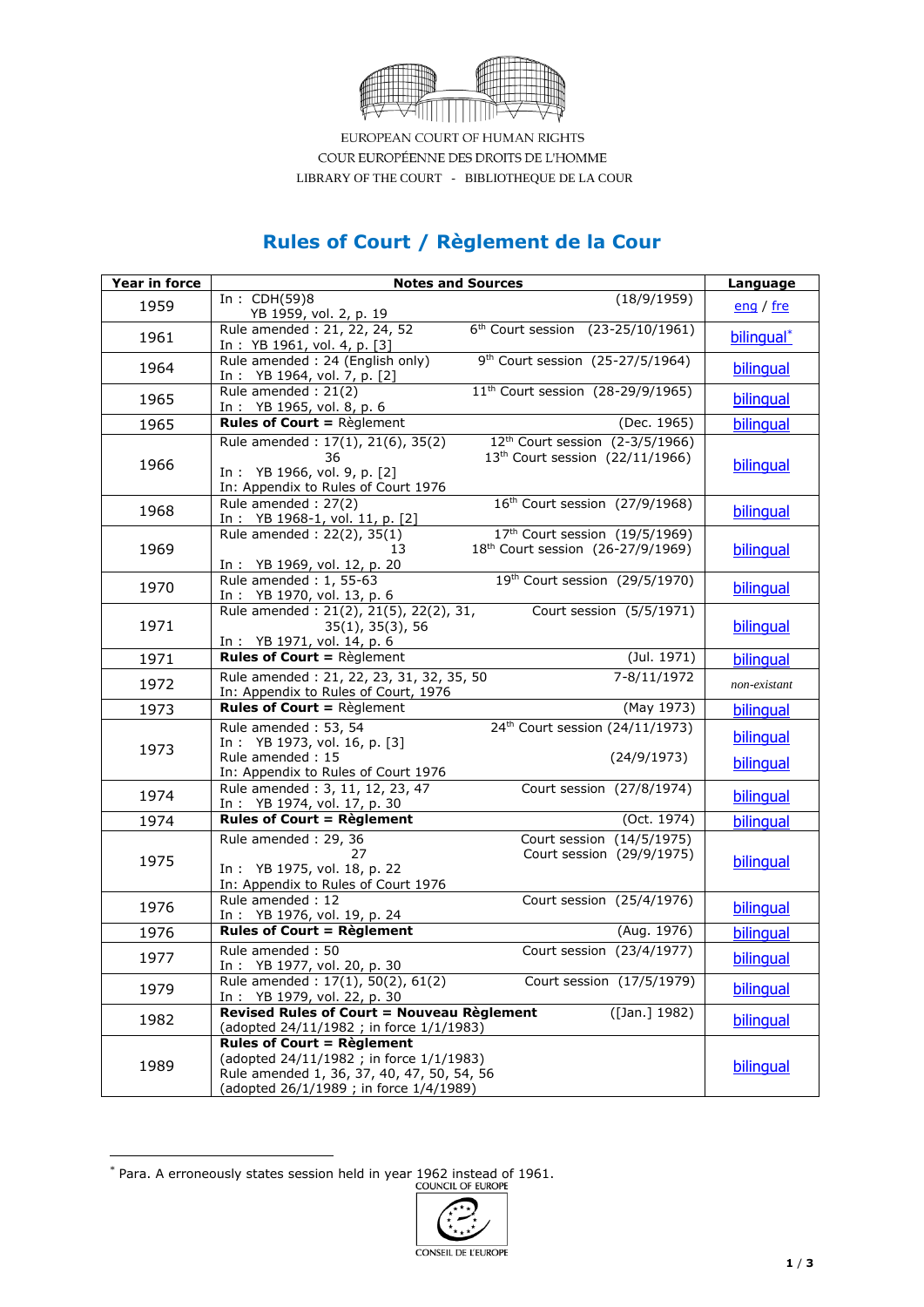EUROPEAN COURT OF HUMAN RIGHTS
COUR EUROPÉENNE DES DROITS DE L'HOMME
LIBRARY OF THE COURT - BIBLIOTHEQUE DE LA COUR

# Rules of Court / Règlement de la Cour

| Year in force | Notes and Sources | Language |
|---|---|---|
| 1959 | In : CDH(59)8 (18/9/1959)<br>YB 1959, vol. 2, p. 19 | eng / fre |
| 1961 | Rule amended : 21, 22, 24, 52 — 6th Court session (23-25/10/1961)<br>In : YB 1961, vol. 4, p. [3] | bilingual* |
| 1964 | Rule amended : 24 (English only) — 9th Court session (25-27/5/1964)<br>In : YB 1964, vol. 7, p. [2] | bilingual |
| 1965 | Rule amended : 21(2) — 11th Court session (28-29/9/1965)<br>In : YB 1965, vol. 8, p. 6 | bilingual |
| 1965 | **Rules of Court =** Règlement (Dec. 1965) | bilingual |
| 1966 | Rule amended : 17(1), 21(6), 35(2) — 12th Court session (2-3/5/1966)<br>36 — 13th Court session (22/11/1966)<br>In : YB 1966, vol. 9, p. [2]<br>In: Appendix to Rules of Court 1976 | bilingual |
| 1968 | Rule amended : 27(2) — 16th Court session (27/9/1968)<br>In : YB 1968-1, vol. 11, p. [2] | bilingual |
| 1969 | Rule amended : 22(2), 35(1) — 17th Court session (19/5/1969)<br>13 — 18th Court session (26-27/9/1969)<br>In : YB 1969, vol. 12, p. 20 | bilingual |
| 1970 | Rule amended : 1, 55-63 — 19th Court session (29/5/1970)<br>In : YB 1970, vol. 13, p. 6 | bilingual |
| 1971 | Rule amended : 21(2), 21(5), 22(2), 31, 35(1), 35(3), 56 — Court session (5/5/1971)<br>In : YB 1971, vol. 14, p. 6 | bilingual |
| 1971 | **Rules of Court =** Règlement (Jul. 1971) | bilingual |
| 1972 | Rule amended : 21, 22, 23, 31, 32, 35, 50 — 7-8/11/1972<br>In: Appendix to Rules of Court, 1976 | *non-existant* |
| 1973 | **Rules of Court =** Règlement (May 1973) | bilingual |
| 1973 | Rule amended : 53, 54 — 24th Court session (24/11/1973)<br>In : YB 1973, vol. 16, p. [3]<br>Rule amended : 15 (24/9/1973)<br>In: Appendix to Rules of Court 1976 | bilingual<br>bilingual |
| 1974 | Rule amended : 3, 11, 12, 23, 47 — Court session (27/8/1974)<br>In : YB 1974, vol. 17, p. 30 | bilingual |
| 1974 | **Rules of Court = Règlement** (Oct. 1974) | bilingual |
| 1975 | Rule amended : 29, 36 — Court session (14/5/1975)<br>27 — Court session (29/9/1975)<br>In : YB 1975, vol. 18, p. 22<br>In: Appendix to Rules of Court 1976 | bilingual |
| 1976 | Rule amended : 12 — Court session (25/4/1976)<br>In : YB 1976, vol. 19, p. 24 | bilingual |
| 1976 | **Rules of Court = Règlement** (Aug. 1976) | bilingual |
| 1977 | Rule amended : 50 — Court session (23/4/1977)<br>In : YB 1977, vol. 20, p. 30 | bilingual |
| 1979 | Rule amended : 17(1), 50(2), 61(2) — Court session (17/5/1979)<br>In : YB 1979, vol. 22, p. 30 | bilingual |
| 1982 | **Revised Rules of Court = Nouveau Règlement** ([Jan.] 1982)<br>(adopted 24/11/1982 ; in force 1/1/1983) | bilingual |
| 1989 | **Rules of Court = Règlement**<br>(adopted 24/11/1982 ; in force 1/1/1983)<br>Rule amended 1, 36, 37, 40, 47, 50, 54, 56<br>(adopted 26/1/1989 ; in force 1/4/1989) | bilingual |

* Para. A erroneously states session held in year 1962 instead of 1961.

COUNCIL OF EUROPE
CONSEIL DE L'EUROPE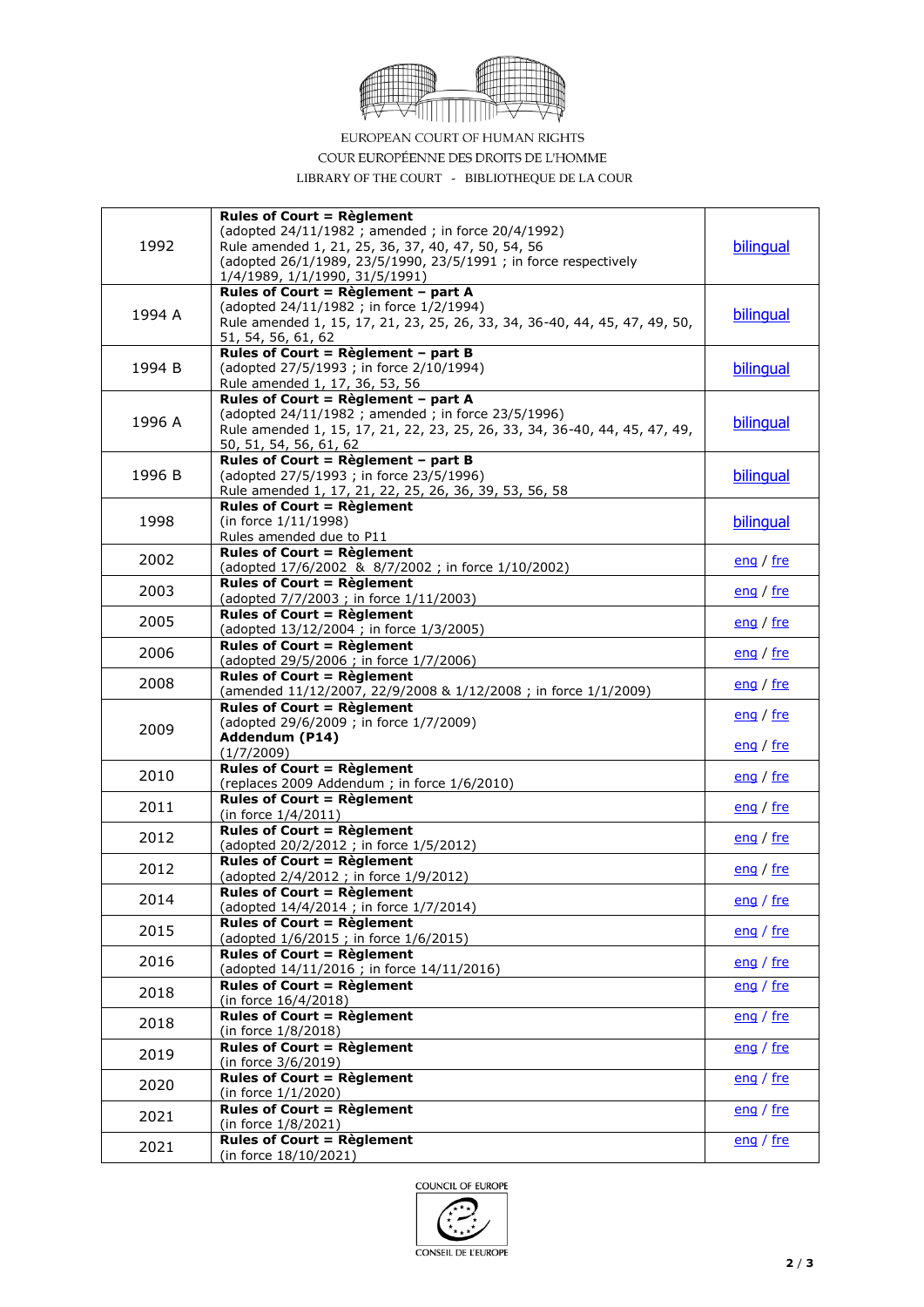EUROPEAN COURT OF HUMAN RIGHTS
COUR EUROPÉENNE DES DROITS DE L'HOMME
LIBRARY OF THE COURT - BIBLIOTHEQUE DE LA COUR

| | | |
|---|---|---|
| 1992 | **Rules of Court = Règlement**<br>(adopted 24/11/1982 ; amended ; in force 20/4/1992)<br>Rule amended 1, 21, 25, 36, 37, 40, 47, 50, 54, 56<br>(adopted 26/1/1989, 23/5/1990, 23/5/1991 ; in force respectively 1/4/1989, 1/1/1990, 31/5/1991) | bilingual |
| 1994 A | **Rules of Court = Règlement – part A**<br>(adopted 24/11/1982 ; in force 1/2/1994)<br>Rule amended 1, 15, 17, 21, 23, 25, 26, 33, 34, 36-40, 44, 45, 47, 49, 50, 51, 54, 56, 61, 62 | bilingual |
| 1994 B | **Rules of Court = Règlement – part B**<br>(adopted 27/5/1993 ; in force 2/10/1994)<br>Rule amended 1, 17, 36, 53, 56 | bilingual |
| 1996 A | **Rules of Court = Règlement – part A**<br>(adopted 24/11/1982 ; amended ; in force 23/5/1996)<br>Rule amended 1, 15, 17, 21, 22, 23, 25, 26, 33, 34, 36-40, 44, 45, 47, 49, 50, 51, 54, 56, 61, 62 | bilingual |
| 1996 B | **Rules of Court = Règlement – part B**<br>(adopted 27/5/1993 ; in force 23/5/1996)<br>Rule amended 1, 17, 21, 22, 25, 26, 36, 39, 53, 56, 58 | bilingual |
| 1998 | **Rules of Court = Règlement**<br>(in force 1/11/1998)<br>Rules amended due to P11 | bilingual |
| 2002 | **Rules of Court = Règlement**<br>(adopted 17/6/2002 & 8/7/2002 ; in force 1/10/2002) | eng / fre |
| 2003 | **Rules of Court = Règlement**<br>(adopted 7/7/2003 ; in force 1/11/2003) | eng / fre |
| 2005 | **Rules of Court = Règlement**<br>(adopted 13/12/2004 ; in force 1/3/2005) | eng / fre |
| 2006 | **Rules of Court = Règlement**<br>(adopted 29/5/2006 ; in force 1/7/2006) | eng / fre |
| 2008 | **Rules of Court = Règlement**<br>(amended 11/12/2007, 22/9/2008 & 1/12/2008 ; in force 1/1/2009) | eng / fre |
| 2009 | **Rules of Court = Règlement**<br>(adopted 29/6/2009 ; in force 1/7/2009)<br>**Addendum (P14)**<br>(1/7/2009) | eng / fre<br>eng / fre |
| 2010 | **Rules of Court = Règlement**<br>(replaces 2009 Addendum ; in force 1/6/2010) | eng / fre |
| 2011 | **Rules of Court = Règlement**<br>(in force 1/4/2011) | eng / fre |
| 2012 | **Rules of Court = Règlement**<br>(adopted 20/2/2012 ; in force 1/5/2012) | eng / fre |
| 2012 | **Rules of Court = Règlement**<br>(adopted 2/4/2012 ; in force 1/9/2012) | eng / fre |
| 2014 | **Rules of Court = Règlement**<br>(adopted 14/4/2014 ; in force 1/7/2014) | eng / fre |
| 2015 | **Rules of Court = Règlement**<br>(adopted 1/6/2015 ; in force 1/6/2015) | eng / fre |
| 2016 | **Rules of Court = Règlement**<br>(adopted 14/11/2016 ; in force 14/11/2016) | eng / fre |
| 2018 | **Rules of Court = Règlement**<br>(in force 16/4/2018) | eng / fre |
| 2018 | **Rules of Court = Règlement**<br>(in force 1/8/2018) | eng / fre |
| 2019 | **Rules of Court = Règlement**<br>(in force 3/6/2019) | eng / fre |
| 2020 | **Rules of Court = Règlement**<br>(in force 1/1/2020) | eng / fre |
| 2021 | **Rules of Court = Règlement**<br>(in force 1/8/2021) | eng / fre |
| 2021 | **Rules of Court = Règlement**<br>(in force 18/10/2021) | eng / fre |

COUNCIL OF EUROPE
CONSEIL DE L'EUROPE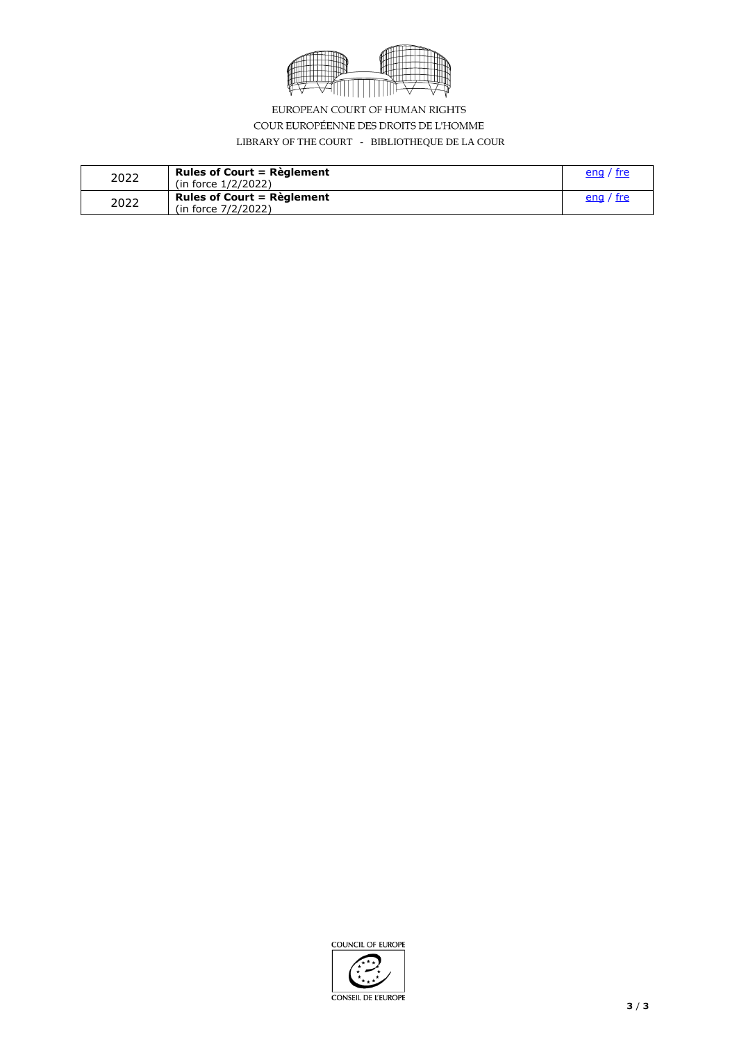EUROPEAN COURT OF HUMAN RIGHTS
COUR EUROPÉENNE DES DROITS DE L'HOMME
LIBRARY OF THE COURT - BIBLIOTHEQUE DE LA COUR

| | | |
|---|---|---|
| 2022 | **Rules of Court = Règlement** (in force 1/2/2022) | eng / fre |
| 2022 | **Rules of Court = Règlement** (in force 7/2/2022) | eng / fre |

COUNCIL OF EUROPE
CONSEIL DE L'EUROPE